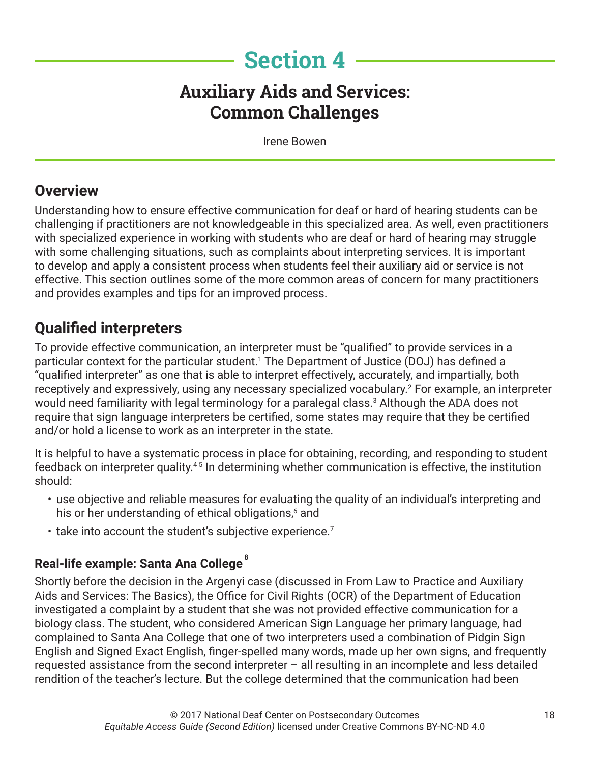# Section 4

## Auxiliary Aids and Services: Common Challenges

Irene Bowen

## Overview

Understanding how to ensure effective communication for deaf or hard of hearing students can be challenging if practitioners are not knowledgeable in this specialized area. As well, even practitioners with specialized experience in working with students who are deaf or hard of hearing may struggle with some challenging situations, such as complaints about interpreting services. It is important to develop and apply a consistent process when students feel their auxiliary aid or service is not effective. This section outlines some of the more common areas of concern for many practitioners and provides examples and tips for an improved process.

## Qualified interpreters

To provide effective communication, an interpreter must be "qualified" to provide services in a particular context for the particular student.[1] The Department of Justice (DOJ) has defined a "qualified interpreter" as one that is able to interpret effectively, accurately, and impartially, both receptively and expressively, using any necessary specialized vocabulary.[2] For example, an interpreter would need familiarity with legal terminology for a paralegal class.[3] Although the ADA does not require that sign language interpreters be certified, some states may require that they be certified and/or hold a license to work as an interpreter in the state.

It is helpful to have a systematic process in place for obtaining, recording, and responding to student feedback on interpreter quality.[4] [5] In determining whether communication is effective, the institution should:

- use objective and reliable measures for evaluating the quality of an individual's interpreting and his or her understanding of ethical obligations,[6] and
- take into account the student's subjective experience.[7]

### Real-life example: Santa Ana College[8]

Shortly before the decision in the Argenyi case (discussed in From Law to Practice and Auxiliary Aids and Services: The Basics), the Office for Civil Rights (OCR) of the Department of Education investigated a complaint by a student that she was not provided effective communication for a biology class. The student, who considered American Sign Language her primary language, had complained to Santa Ana College that one of two interpreters used a combination of Pidgin Sign English and Signed Exact English, finger-spelled many words, made up her own signs, and frequently requested assistance from the second interpreter – all resulting in an incomplete and less detailed rendition of the teacher's lecture. But the college determined that the communication had been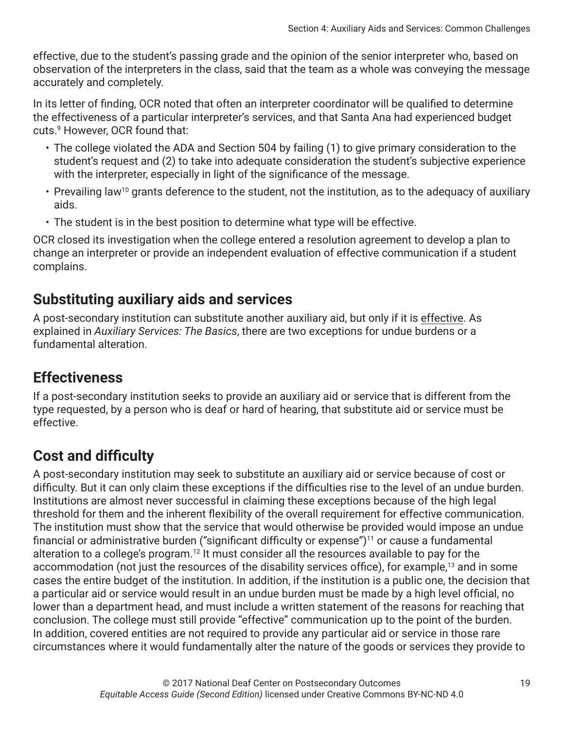effective, due to the student's passing grade and the opinion of the senior interpreter who, based on observation of the interpreters in the class, said that the team as a whole was conveying the message accurately and completely.

In its letter of finding, OCR noted that often an interpreter coordinator will be qualified to determine the effectiveness of a particular interpreter's services, and that Santa Ana had experienced budget cuts.[9] However, OCR found that:

- The college violated the ADA and Section 504 by failing (1) to give primary consideration to the student's request and (2) to take into adequate consideration the student's subjective experience with the interpreter, especially in light of the significance of the message.
- Prevailing law[10] grants deference to the student, not the institution, as to the adequacy of auxiliary aids.
- The student is in the best position to determine what type will be effective.

OCR closed its investigation when the college entered a resolution agreement to develop a plan to change an interpreter or provide an independent evaluation of effective communication if a student complains.

## Substituting auxiliary aids and services

A post-secondary institution can substitute another auxiliary aid, but only if it is effective. As explained in *Auxiliary Services: The Basics*, there are two exceptions for undue burdens or a fundamental alteration.

## Effectiveness

If a post-secondary institution seeks to provide an auxiliary aid or service that is different from the type requested, by a person who is deaf or hard of hearing, that substitute aid or service must be effective.

## Cost and difficulty

A post-secondary institution may seek to substitute an auxiliary aid or service because of cost or difficulty. But it can only claim these exceptions if the difficulties rise to the level of an undue burden. Institutions are almost never successful in claiming these exceptions because of the high legal threshold for them and the inherent flexibility of the overall requirement for effective communication. The institution must show that the service that would otherwise be provided would impose an undue financial or administrative burden ("significant difficulty or expense")[11] or cause a fundamental alteration to a college's program.[12] It must consider all the resources available to pay for the accommodation (not just the resources of the disability services office), for example,[13] and in some cases the entire budget of the institution. In addition, if the institution is a public one, the decision that a particular aid or service would result in an undue burden must be made by a high level official, no lower than a department head, and must include a written statement of the reasons for reaching that conclusion. The college must still provide "effective" communication up to the point of the burden. In addition, covered entities are not required to provide any particular aid or service in those rare circumstances where it would fundamentally alter the nature of the goods or services they provide to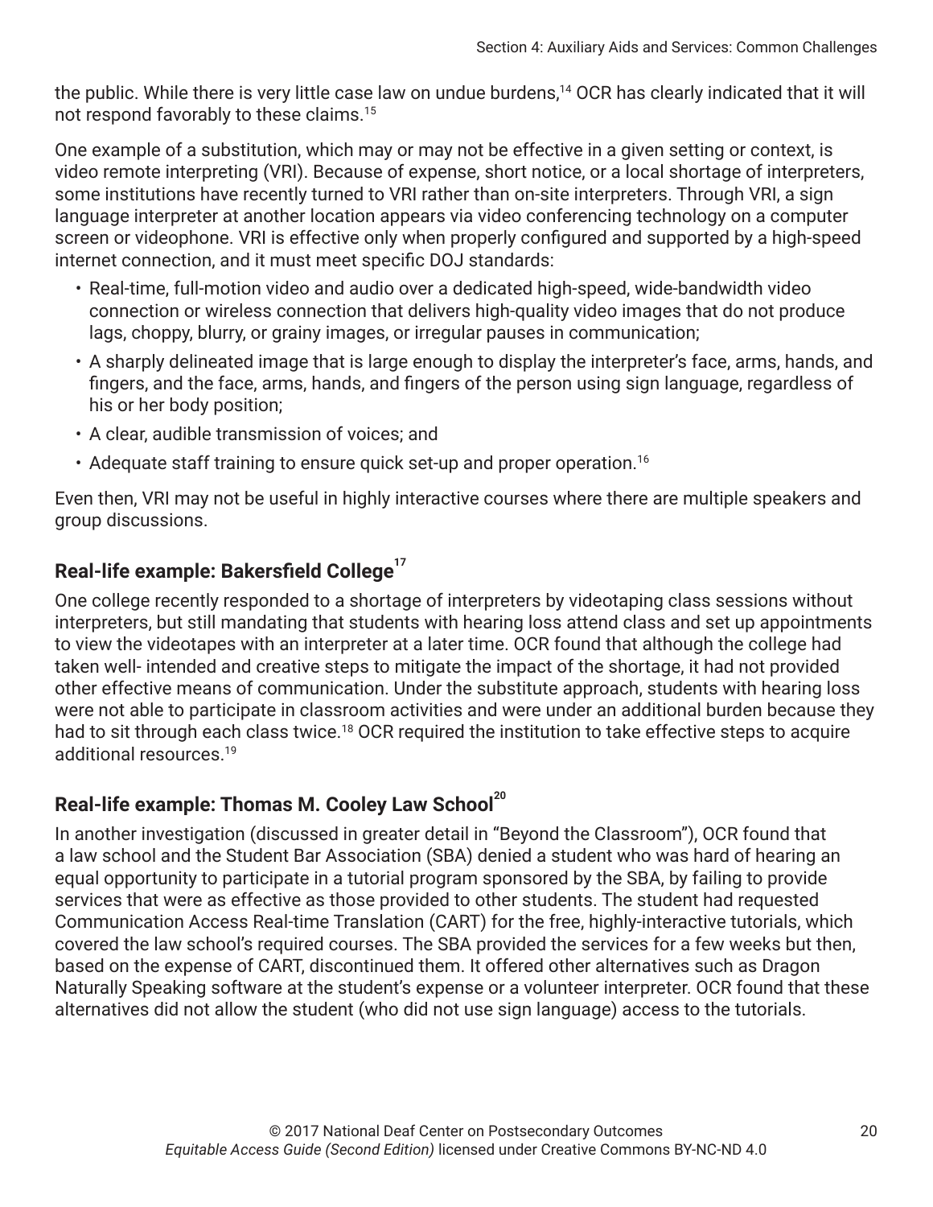the public. While there is very little case law on undue burdens,[14] OCR has clearly indicated that it will not respond favorably to these claims.[15]

One example of a substitution, which may or may not be effective in a given setting or context, is video remote interpreting (VRI). Because of expense, short notice, or a local shortage of interpreters, some institutions have recently turned to VRI rather than on-site interpreters. Through VRI, a sign language interpreter at another location appears via video conferencing technology on a computer screen or videophone. VRI is effective only when properly configured and supported by a high-speed internet connection, and it must meet specific DOJ standards:

- Real-time, full-motion video and audio over a dedicated high-speed, wide-bandwidth video connection or wireless connection that delivers high-quality video images that do not produce lags, choppy, blurry, or grainy images, or irregular pauses in communication;
- A sharply delineated image that is large enough to display the interpreter's face, arms, hands, and fingers, and the face, arms, hands, and fingers of the person using sign language, regardless of his or her body position;
- A clear, audible transmission of voices; and
- Adequate staff training to ensure quick set-up and proper operation.[16]

Even then, VRI may not be useful in highly interactive courses where there are multiple speakers and group discussions.

### Real-life example: Bakersfield College[17]

One college recently responded to a shortage of interpreters by videotaping class sessions without interpreters, but still mandating that students with hearing loss attend class and set up appointments to view the videotapes with an interpreter at a later time. OCR found that although the college had taken well- intended and creative steps to mitigate the impact of the shortage, it had not provided other effective means of communication. Under the substitute approach, students with hearing loss were not able to participate in classroom activities and were under an additional burden because they had to sit through each class twice.[18] OCR required the institution to take effective steps to acquire additional resources.[19]

### Real-life example: Thomas M. Cooley Law School[20]

In another investigation (discussed in greater detail in "Beyond the Classroom"), OCR found that a law school and the Student Bar Association (SBA) denied a student who was hard of hearing an equal opportunity to participate in a tutorial program sponsored by the SBA, by failing to provide services that were as effective as those provided to other students. The student had requested Communication Access Real-time Translation (CART) for the free, highly-interactive tutorials, which covered the law school's required courses. The SBA provided the services for a few weeks but then, based on the expense of CART, discontinued them. It offered other alternatives such as Dragon Naturally Speaking software at the student's expense or a volunteer interpreter. OCR found that these alternatives did not allow the student (who did not use sign language) access to the tutorials.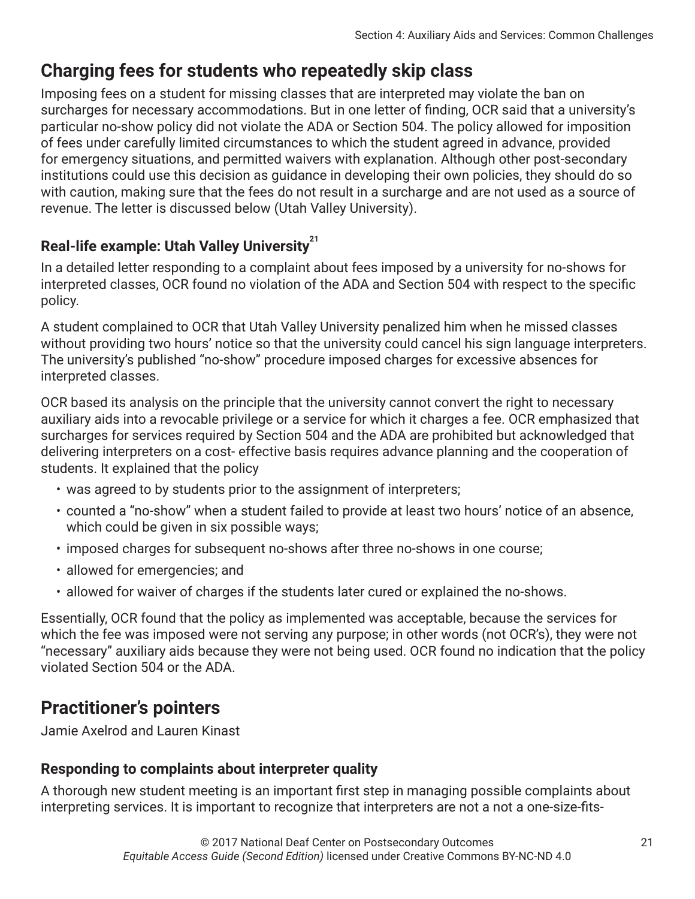## Charging fees for students who repeatedly skip class

Imposing fees on a student for missing classes that are interpreted may violate the ban on surcharges for necessary accommodations. But in one letter of finding, OCR said that a university's particular no-show policy did not violate the ADA or Section 504. The policy allowed for imposition of fees under carefully limited circumstances to which the student agreed in advance, provided for emergency situations, and permitted waivers with explanation. Although other post-secondary institutions could use this decision as guidance in developing their own policies, they should do so with caution, making sure that the fees do not result in a surcharge and are not used as a source of revenue. The letter is discussed below (Utah Valley University).

### Real-life example: Utah Valley University[21]

In a detailed letter responding to a complaint about fees imposed by a university for no-shows for interpreted classes, OCR found no violation of the ADA and Section 504 with respect to the specific policy.

A student complained to OCR that Utah Valley University penalized him when he missed classes without providing two hours' notice so that the university could cancel his sign language interpreters. The university's published "no-show" procedure imposed charges for excessive absences for interpreted classes.

OCR based its analysis on the principle that the university cannot convert the right to necessary auxiliary aids into a revocable privilege or a service for which it charges a fee. OCR emphasized that surcharges for services required by Section 504 and the ADA are prohibited but acknowledged that delivering interpreters on a cost- effective basis requires advance planning and the cooperation of students. It explained that the policy

- was agreed to by students prior to the assignment of interpreters;
- counted a "no-show" when a student failed to provide at least two hours' notice of an absence, which could be given in six possible ways;
- imposed charges for subsequent no-shows after three no-shows in one course;
- allowed for emergencies; and
- allowed for waiver of charges if the students later cured or explained the no-shows.

Essentially, OCR found that the policy as implemented was acceptable, because the services for which the fee was imposed were not serving any purpose; in other words (not OCR's), they were not "necessary" auxiliary aids because they were not being used. OCR found no indication that the policy violated Section 504 or the ADA.

## Practitioner's pointers

Jamie Axelrod and Lauren Kinast

### Responding to complaints about interpreter quality

A thorough new student meeting is an important first step in managing possible complaints about interpreting services. It is important to recognize that interpreters are not a not a one-size-fits-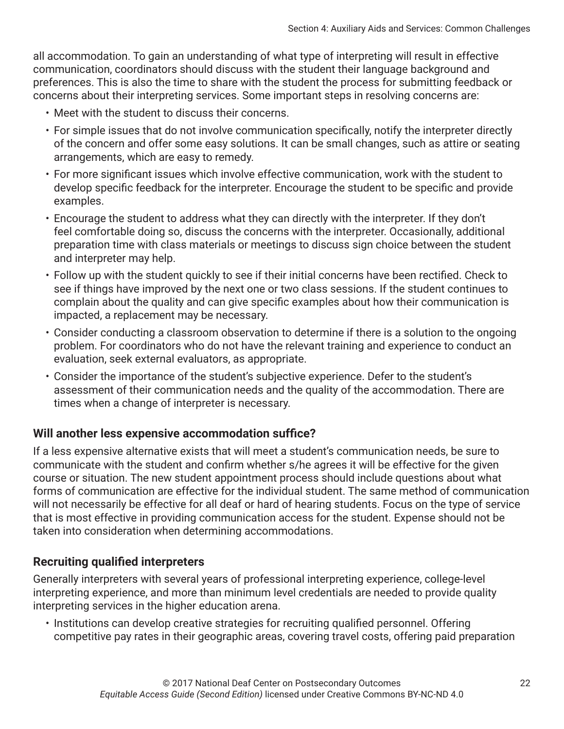all accommodation. To gain an understanding of what type of interpreting will result in effective communication, coordinators should discuss with the student their language background and preferences. This is also the time to share with the student the process for submitting feedback or concerns about their interpreting services. Some important steps in resolving concerns are:

- Meet with the student to discuss their concerns.
- For simple issues that do not involve communication specifically, notify the interpreter directly of the concern and offer some easy solutions. It can be small changes, such as attire or seating arrangements, which are easy to remedy.
- For more significant issues which involve effective communication, work with the student to develop specific feedback for the interpreter. Encourage the student to be specific and provide examples.
- Encourage the student to address what they can directly with the interpreter. If they don't feel comfortable doing so, discuss the concerns with the interpreter. Occasionally, additional preparation time with class materials or meetings to discuss sign choice between the student and interpreter may help.
- Follow up with the student quickly to see if their initial concerns have been rectified. Check to see if things have improved by the next one or two class sessions. If the student continues to complain about the quality and can give specific examples about how their communication is impacted, a replacement may be necessary.
- Consider conducting a classroom observation to determine if there is a solution to the ongoing problem. For coordinators who do not have the relevant training and experience to conduct an evaluation, seek external evaluators, as appropriate.
- Consider the importance of the student's subjective experience. Defer to the student's assessment of their communication needs and the quality of the accommodation. There are times when a change of interpreter is necessary.

### Will another less expensive accommodation suffice?

If a less expensive alternative exists that will meet a student's communication needs, be sure to communicate with the student and confirm whether s/he agrees it will be effective for the given course or situation. The new student appointment process should include questions about what forms of communication are effective for the individual student. The same method of communication will not necessarily be effective for all deaf or hard of hearing students. Focus on the type of service that is most effective in providing communication access for the student. Expense should not be taken into consideration when determining accommodations.

### Recruiting qualified interpreters

Generally interpreters with several years of professional interpreting experience, college-level interpreting experience, and more than minimum level credentials are needed to provide quality interpreting services in the higher education arena.

- Institutions can develop creative strategies for recruiting qualified personnel. Offering competitive pay rates in their geographic areas, covering travel costs, offering paid preparation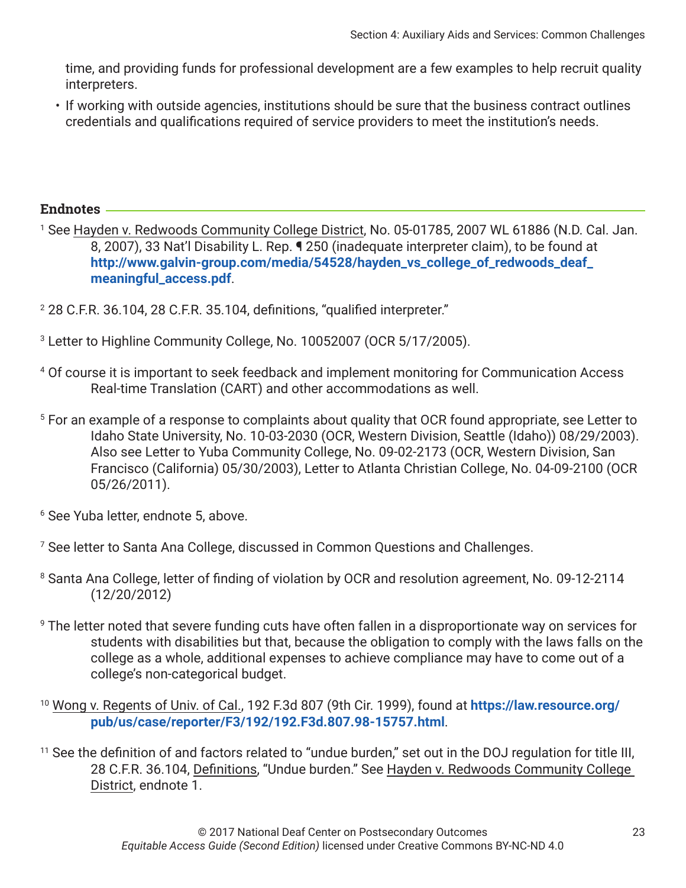time, and providing funds for professional development are a few examples to help recruit quality interpreters.

- If working with outside agencies, institutions should be sure that the business contract outlines credentials and qualifications required of service providers to meet the institution's needs.

## Endnotes

[1] See Hayden v. Redwoods Community College District, No. 05-01785, 2007 WL 61886 (N.D. Cal. Jan. 8, 2007), 33 Nat'l Disability L. Rep. ¶ 250 (inadequate interpreter claim), to be found at **http://www.galvin-group.com/media/54528/hayden_vs_college_of_redwoods_deaf_meaningful_access.pdf**.

[2] 28 C.F.R. 36.104, 28 C.F.R. 35.104, definitions, "qualified interpreter."

[3] Letter to Highline Community College, No. 10052007 (OCR 5/17/2005).

[4] Of course it is important to seek feedback and implement monitoring for Communication Access Real-time Translation (CART) and other accommodations as well.

[5] For an example of a response to complaints about quality that OCR found appropriate, see Letter to Idaho State University, No. 10-03-2030 (OCR, Western Division, Seattle (Idaho)) 08/29/2003). Also see Letter to Yuba Community College, No. 09-02-2173 (OCR, Western Division, San Francisco (California) 05/30/2003), Letter to Atlanta Christian College, No. 04-09-2100 (OCR 05/26/2011).

[6] See Yuba letter, endnote 5, above.

[7] See letter to Santa Ana College, discussed in Common Questions and Challenges.

[8] Santa Ana College, letter of finding of violation by OCR and resolution agreement, No. 09-12-2114 (12/20/2012)

[9] The letter noted that severe funding cuts have often fallen in a disproportionate way on services for students with disabilities but that, because the obligation to comply with the laws falls on the college as a whole, additional expenses to achieve compliance may have to come out of a college's non-categorical budget.

[10] Wong v. Regents of Univ. of Cal., 192 F.3d 807 (9th Cir. 1999), found at **https://law.resource.org/pub/us/case/reporter/F3/192/192.F3d.807.98-15757.html**.

[11] See the definition of and factors related to "undue burden," set out in the DOJ regulation for title III, 28 C.F.R. 36.104, Definitions, "Undue burden." See Hayden v. Redwoods Community College District, endnote 1.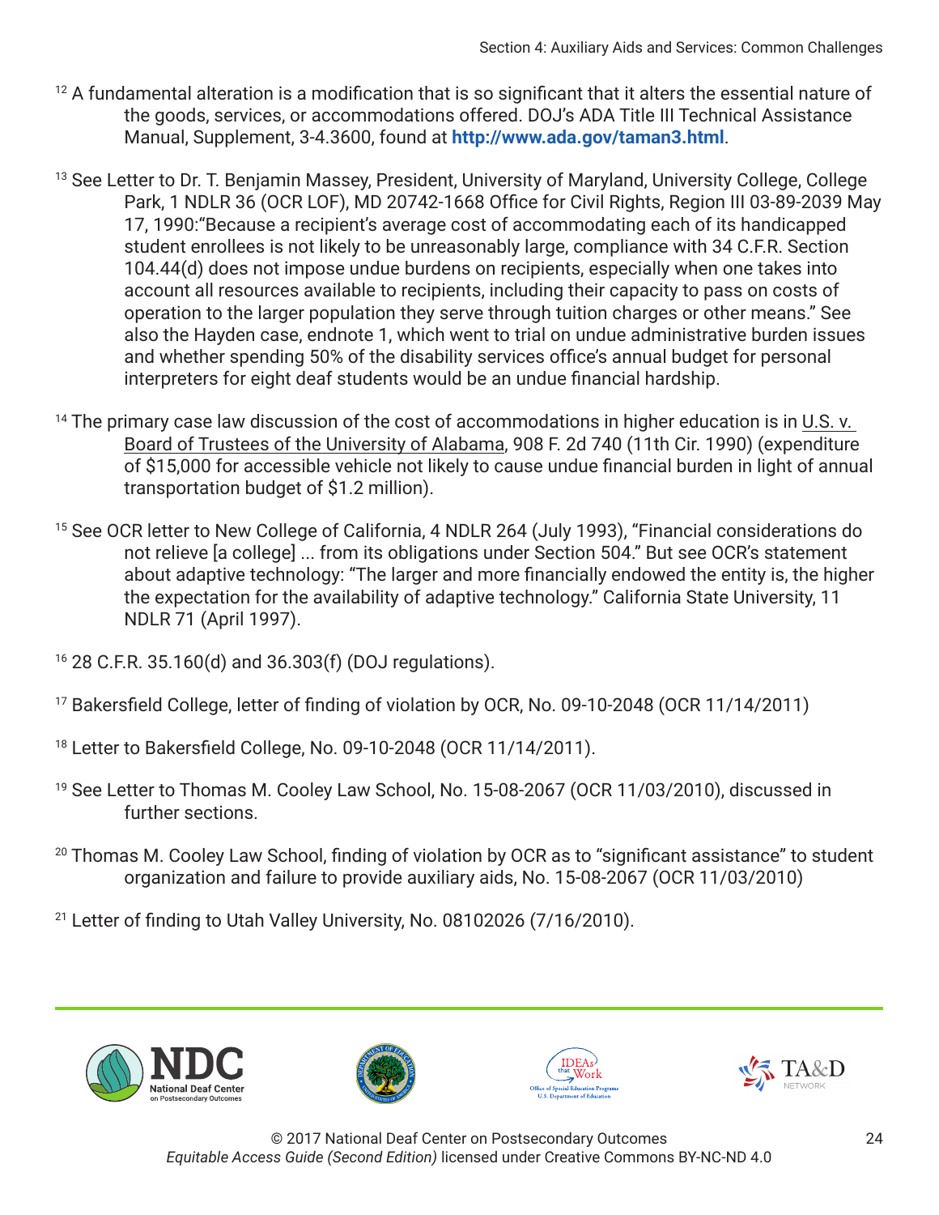[12] A fundamental alteration is a modification that is so significant that it alters the essential nature of the goods, services, or accommodations offered. DOJ's ADA Title III Technical Assistance Manual, Supplement, 3-4.3600, found at **http://www.ada.gov/taman3.html**.

[13] See Letter to Dr. T. Benjamin Massey, President, University of Maryland, University College, College Park, 1 NDLR 36 (OCR LOF), MD 20742-1668 Office for Civil Rights, Region III 03-89-2039 May 17, 1990:"Because a recipient's average cost of accommodating each of its handicapped student enrollees is not likely to be unreasonably large, compliance with 34 C.F.R. Section 104.44(d) does not impose undue burdens on recipients, especially when one takes into account all resources available to recipients, including their capacity to pass on costs of operation to the larger population they serve through tuition charges or other means." See also the Hayden case, endnote 1, which went to trial on undue administrative burden issues and whether spending 50% of the disability services office's annual budget for personal interpreters for eight deaf students would be an undue financial hardship.

[14] The primary case law discussion of the cost of accommodations in higher education is in U.S. v. Board of Trustees of the University of Alabama, 908 F. 2d 740 (11th Cir. 1990) (expenditure of $15,000 for accessible vehicle not likely to cause undue financial burden in light of annual transportation budget of $1.2 million).

[15] See OCR letter to New College of California, 4 NDLR 264 (July 1993), "Financial considerations do not relieve [a college] ... from its obligations under Section 504." But see OCR's statement about adaptive technology: "The larger and more financially endowed the entity is, the higher the expectation for the availability of adaptive technology." California State University, 11 NDLR 71 (April 1997).

[16] 28 C.F.R. 35.160(d) and 36.303(f) (DOJ regulations).

[17] Bakersfield College, letter of finding of violation by OCR, No. 09-10-2048 (OCR 11/14/2011)

[18] Letter to Bakersfield College, No. 09-10-2048 (OCR 11/14/2011).

[19] See Letter to Thomas M. Cooley Law School, No. 15-08-2067 (OCR 11/03/2010), discussed in further sections.

[20] Thomas M. Cooley Law School, finding of violation by OCR as to "significant assistance" to student organization and failure to provide auxiliary aids, No. 15-08-2067 (OCR 11/03/2010)

[21] Letter of finding to Utah Valley University, No. 08102026 (7/16/2010).